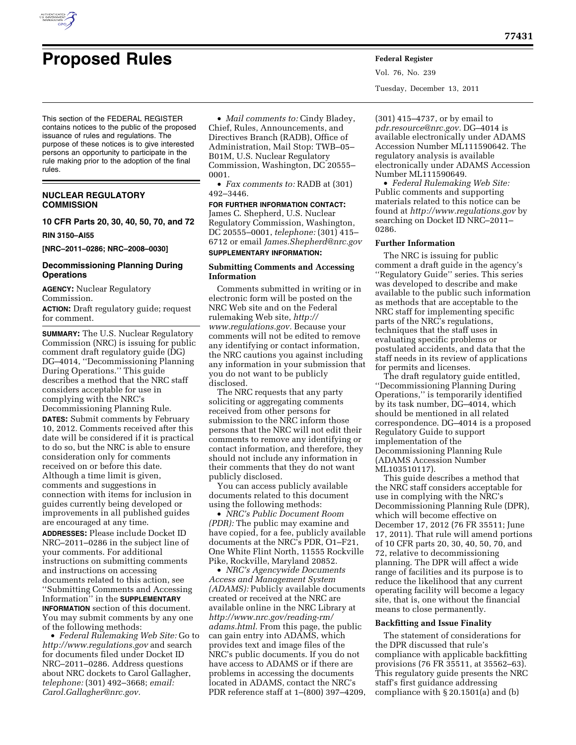# Proposed Rules

This section of the FEDERAL REGISTER contains notices to the public of the proposed issuance of rules and regulations. The purpose of these notices is to give interested persons an opportunity to participate in the rule making prior to the adoption of the final rules.

## NUCLEAR REGULATORY COMMISSION

**10 CFR Parts 20, 30, 40, 50, 70, and 72**

**RIN 3150–AI55**

**[NRC–2011–0286; NRC–2008–0030]**

### Decommissioning Planning During Operations

**AGENCY:** Nuclear Regulatory Commission.

**ACTION:** Draft regulatory guide; request for comment.

**SUMMARY:** The U.S. Nuclear Regulatory Commission (NRC) is issuing for public comment draft regulatory guide (DG) DG–4014, ''Decommissioning Planning During Operations.'' This guide describes a method that the NRC staff considers acceptable for use in complying with the NRC's Decommissioning Planning Rule.

**DATES:** Submit comments by February 10, 2012. Comments received after this date will be considered if it is practical to do so, but the NRC is able to ensure consideration only for comments received on or before this date. Although a time limit is given, comments and suggestions in connection with items for inclusion in guides currently being developed or improvements in all published guides are encouraged at any time.

**ADDRESSES:** Please include Docket ID NRC–2011–0286 in the subject line of your comments. For additional instructions on submitting comments and instructions on accessing documents related to this action, see ''Submitting Comments and Accessing Information'' in the **SUPPLEMENTARY INFORMATION** section of this document. You may submit comments by any one of the following methods:

- *Federal Rulemaking Web Site:* Go to *http://www.regulations.gov* and search for documents filed under Docket ID NRC–2011–0286. Address questions about NRC dockets to Carol Gallagher, *telephone:* (301) 492–3668; *email: Carol.Gallagher@nrc.gov.*
- *Mail comments to:* Cindy Bladey, Chief, Rules, Announcements, and Directives Branch (RADB), Office of Administration, Mail Stop: TWB–05–B01M, U.S. Nuclear Regulatory Commission, Washington, DC 20555–0001.
- *Fax comments to:* RADB at (301) 492–3446.

**FOR FURTHER INFORMATION CONTACT:** James C. Shepherd, U.S. Nuclear Regulatory Commission, Washington, DC 20555–0001, *telephone:* (301) 415–6712 or email *James.Shepherd@nrc.gov*

**SUPPLEMENTARY INFORMATION:**

**Submitting Comments and Accessing Information**

Comments submitted in writing or in electronic form will be posted on the NRC Web site and on the Federal rulemaking Web site, *http://www.regulations.gov.* Because your comments will not be edited to remove any identifying or contact information, the NRC cautions you against including any information in your submission that you do not want to be publicly disclosed.

The NRC requests that any party soliciting or aggregating comments received from other persons for submission to the NRC inform those persons that the NRC will not edit their comments to remove any identifying or contact information, and therefore, they should not include any information in their comments that they do not want publicly disclosed.

You can access publicly available documents related to this document using the following methods:

- *NRC's Public Document Room (PDR):* The public may examine and have copied, for a fee, publicly available documents at the NRC's PDR, O1–F21, One White Flint North, 11555 Rockville Pike, Rockville, Maryland 20852.
- *NRC's Agencywide Documents Access and Management System (ADAMS):* Publicly available documents created or received at the NRC are available online in the NRC Library at *http://www.nrc.gov/reading-rm/adams.html.* From this page, the public can gain entry into ADAMS, which provides text and image files of the NRC's public documents. If you do not have access to ADAMS or if there are problems in accessing the documents located in ADAMS, contact the NRC's PDR reference staff at 1–(800) 397–4209, (301) 415–4737, or by email to *pdr.resource@nrc.gov.* DG–4014 is available electronically under ADAMS Accession Number ML111590642. The regulatory analysis is available electronically under ADAMS Accession Number ML111590649.
- *Federal Rulemaking Web Site:* Public comments and supporting materials related to this notice can be found at *http://www.regulations.gov* by searching on Docket ID NRC–2011–0286.

**Further Information**

The NRC is issuing for public comment a draft guide in the agency's ''Regulatory Guide'' series. This series was developed to describe and make available to the public such information as methods that are acceptable to the NRC staff for implementing specific parts of the NRC's regulations, techniques that the staff uses in evaluating specific problems or postulated accidents, and data that the staff needs in its review of applications for permits and licenses.

The draft regulatory guide entitled, ''Decommissioning Planning During Operations,'' is temporarily identified by its task number, DG–4014, which should be mentioned in all related correspondence. DG–4014 is a proposed Regulatory Guide to support implementation of the Decommissioning Planning Rule (ADAMS Accession Number ML103510117).

This guide describes a method that the NRC staff considers acceptable for use in complying with the NRC's Decommissioning Planning Rule (DPR), which will become effective on December 17, 2012 (76 FR 35511; June 17, 2011). That rule will amend portions of 10 CFR parts 20, 30, 40, 50, 70, and 72, relative to decommissioning planning. The DPR will affect a wide range of facilities and its purpose is to reduce the likelihood that any current operating facility will become a legacy site, that is, one without the financial means to close permanently.

**Backfitting and Issue Finality**

The statement of considerations for the DPR discussed that rule's compliance with applicable backfitting provisions (76 FR 35511, at 35562–63). This regulatory guide presents the NRC staff's first guidance addressing compliance with § 20.1501(a) and (b)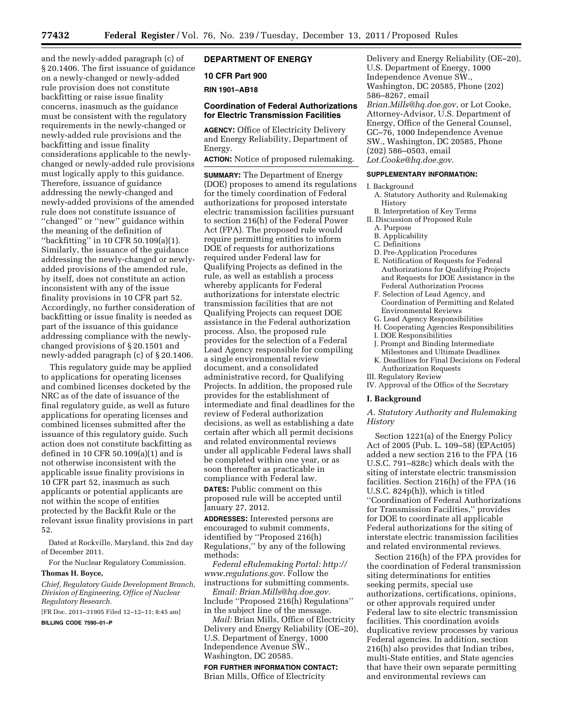and the newly-added paragraph (c) of § 20.1406. The first issuance of guidance on a newly-changed or newly-added rule provision does not constitute backfitting or raise issue finality concerns, inasmuch as the guidance must be consistent with the regulatory requirements in the newly-changed or newly-added rule provisions and the backfitting and issue finality considerations applicable to the newly-changed or newly-added rule provisions must logically apply to this guidance. Therefore, issuance of guidance addressing the newly-changed and newly-added provisions of the amended rule does not constitute issuance of ''changed'' or ''new'' guidance within the meaning of the definition of ''backfitting'' in 10 CFR 50.109(a)(1). Similarly, the issuance of the guidance addressing the newly-changed or newly-added provisions of the amended rule, by itself, does not constitute an action inconsistent with any of the issue finality provisions in 10 CFR part 52. Accordingly, no further consideration of backfitting or issue finality is needed as part of the issuance of this guidance addressing compliance with the newly-changed provisions of § 20.1501 and newly-added paragraph (c) of § 20.1406.

This regulatory guide may be applied to applications for operating licenses and combined licenses docketed by the NRC as of the date of issuance of the final regulatory guide, as well as future applications for operating licenses and combined licenses submitted after the issuance of this regulatory guide. Such action does not constitute backfitting as defined in 10 CFR 50.109(a)(1) and is not otherwise inconsistent with the applicable issue finality provisions in 10 CFR part 52, inasmuch as such applicants or potential applicants are not within the scope of entities protected by the Backfit Rule or the relevant issue finality provisions in part 52.

Dated at Rockville, Maryland, this 2nd day of December 2011.

For the Nuclear Regulatory Commission.

**Thomas H. Boyce,**

*Chief, Regulatory Guide Development Branch, Division of Engineering, Office of Nuclear Regulatory Research.*

[FR Doc. 2011–31905 Filed 12–12–11; 8:45 am]

**BILLING CODE 7590–01–P**

## DEPARTMENT OF ENERGY

### 10 CFR Part 900

**RIN 1901–AB18**

### Coordination of Federal Authorizations for Electric Transmission Facilities

**AGENCY:** Office of Electricity Delivery and Energy Reliability, Department of Energy.

**ACTION:** Notice of proposed rulemaking.

**SUMMARY:** The Department of Energy (DOE) proposes to amend its regulations for the timely coordination of Federal authorizations for proposed interstate electric transmission facilities pursuant to section 216(h) of the Federal Power Act (FPA). The proposed rule would require permitting entities to inform DOE of requests for authorizations required under Federal law for Qualifying Projects as defined in the rule, as well as establish a process whereby applicants for Federal authorizations for interstate electric transmission facilities that are not Qualifying Projects can request DOE assistance in the Federal authorization process. Also, the proposed rule provides for the selection of a Federal Lead Agency responsible for compiling a single environmental review document, and a consolidated administrative record, for Qualifying Projects. In addition, the proposed rule provides for the establishment of intermediate and final deadlines for the review of Federal authorization decisions, as well as establishing a date certain after which all permit decisions and related environmental reviews under all applicable Federal laws shall be completed within one year, or as soon thereafter as practicable in compliance with Federal law.

**DATES:** Public comment on this proposed rule will be accepted until January 27, 2012.

**ADDRESSES:** Interested persons are encouraged to submit comments, identified by ''Proposed 216(h) Regulations,'' by any of the following methods:

*Federal eRulemaking Portal: http://www.regulations.gov*. Follow the instructions for submitting comments.

*Email: Brian.Mills@hq.doe.gov*. Include ''Proposed 216(h) Regulations'' in the subject line of the message.

*Mail:* Brian Mills, Office of Electricity Delivery and Energy Reliability (OE–20), U.S. Department of Energy, 1000 Independence Avenue SW., Washington, DC 20585.

**FOR FURTHER INFORMATION CONTACT:** Brian Mills, Office of Electricity Delivery and Energy Reliability (OE–20), U.S. Department of Energy, 1000 Independence Avenue SW., Washington, DC 20585, Phone (202) 586–8267, email *Brian.Mills@hq.doe.gov*, or Lot Cooke, Attorney-Advisor, U.S. Department of Energy, Office of the General Counsel, GC–76, 1000 Independence Avenue SW., Washington, DC 20585, Phone (202) 586–0503, email *Lot.Cooke@hq.doe.gov*.

**SUPPLEMENTARY INFORMATION:**

I. Background
  A. Statutory Authority and Rulemaking History
  B. Interpretation of Key Terms
II. Discussion of Proposed Rule
  A. Purpose
  B. Applicability
  C. Definitions
  D. Pre-Application Procedures
  E. Notification of Requests for Federal Authorizations for Qualifying Projects and Requests for DOE Assistance in the Federal Authorization Process
  F. Selection of Lead Agency, and Coordination of Permitting and Related Environmental Reviews
  G. Lead Agency Responsibilities
  H. Cooperating Agencies Responsibilities
  I. DOE Responsibilities
  J. Prompt and Binding Intermediate Milestones and Ultimate Deadlines
  K. Deadlines for Final Decisions on Federal Authorization Requests
III. Regulatory Review
IV. Approval of the Office of the Secretary

### I. Background

#### *A. Statutory Authority and Rulemaking History*

Section 1221(a) of the Energy Policy Act of 2005 (Pub. L. 109–58) (EPAct05) added a new section 216 to the FPA (16 U.S.C. 791–828c) which deals with the siting of interstate electric transmission facilities. Section 216(h) of the FPA (16 U.S.C. 824p(h)), which is titled ''Coordination of Federal Authorizations for Transmission Facilities,'' provides for DOE to coordinate all applicable Federal authorizations for the siting of interstate electric transmission facilities and related environmental reviews.

Section 216(h) of the FPA provides for the coordination of Federal transmission siting determinations for entities seeking permits, special use authorizations, certifications, opinions, or other approvals required under Federal law to site electric transmission facilities. This coordination avoids duplicative review processes by various Federal agencies. In addition, section 216(h) also provides that Indian tribes, multi-State entities, and State agencies that have their own separate permitting and environmental reviews can